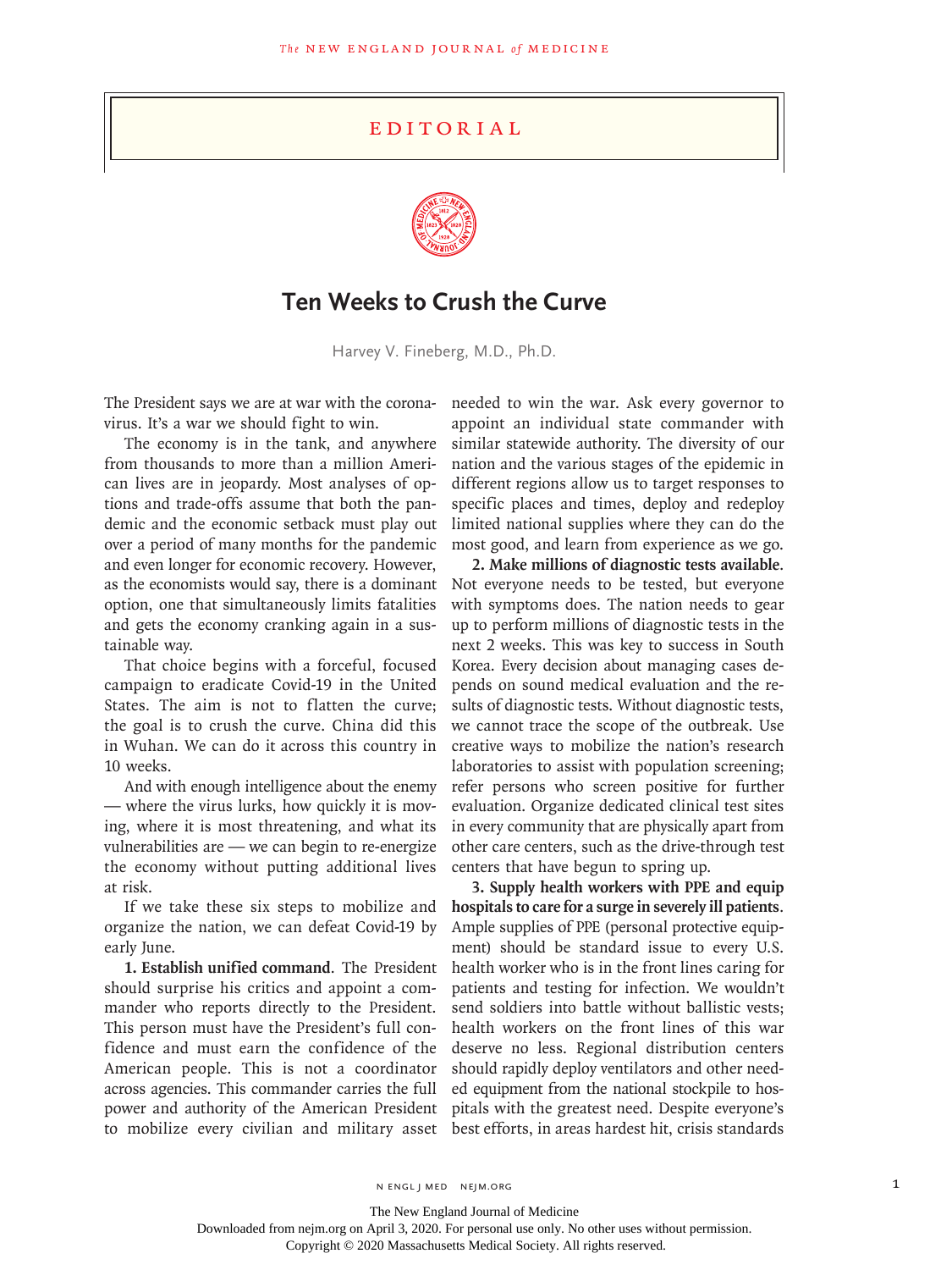EDITORIAL

# Ten Weeks to Crush the Curve

Harvey V. Fineberg, M.D., Ph.D.

The President says we are at war with the coronavirus. It's a war we should fight to win.

The economy is in the tank, and anywhere from thousands to more than a million American lives are in jeopardy. Most analyses of options and trade-offs assume that both the pandemic and the economic setback must play out over a period of many months for the pandemic and even longer for economic recovery. However, as the economists would say, there is a dominant option, one that simultaneously limits fatalities and gets the economy cranking again in a sustainable way.

That choice begins with a forceful, focused campaign to eradicate Covid-19 in the United States. The aim is not to flatten the curve; the goal is to crush the curve. China did this in Wuhan. We can do it across this country in 10 weeks.

And with enough intelligence about the enemy — where the virus lurks, how quickly it is moving, where it is most threatening, and what its vulnerabilities are — we can begin to re-energize the economy without putting additional lives at risk.

If we take these six steps to mobilize and organize the nation, we can defeat Covid-19 by early June.

**1. Establish unified command**. The President should surprise his critics and appoint a commander who reports directly to the President. This person must have the President's full confidence and must earn the confidence of the American people. This is not a coordinator across agencies. This commander carries the full power and authority of the American President to mobilize every civilian and military asset needed to win the war. Ask every governor to appoint an individual state commander with similar statewide authority. The diversity of our nation and the various stages of the epidemic in different regions allow us to target responses to specific places and times, deploy and redeploy limited national supplies where they can do the most good, and learn from experience as we go.

**2. Make millions of diagnostic tests available**. Not everyone needs to be tested, but everyone with symptoms does. The nation needs to gear up to perform millions of diagnostic tests in the next 2 weeks. This was key to success in South Korea. Every decision about managing cases depends on sound medical evaluation and the results of diagnostic tests. Without diagnostic tests, we cannot trace the scope of the outbreak. Use creative ways to mobilize the nation's research laboratories to assist with population screening; refer persons who screen positive for further evaluation. Organize dedicated clinical test sites in every community that are physically apart from other care centers, such as the drive-through test centers that have begun to spring up.

**3. Supply health workers with PPE and equip hospitals to care for a surge in severely ill patients**. Ample supplies of PPE (personal protective equipment) should be standard issue to every U.S. health worker who is in the front lines caring for patients and testing for infection. We wouldn't send soldiers into battle without ballistic vests; health workers on the front lines of this war deserve no less. Regional distribution centers should rapidly deploy ventilators and other needed equipment from the national stockpile to hospitals with the greatest need. Despite everyone's best efforts, in areas hardest hit, crisis standards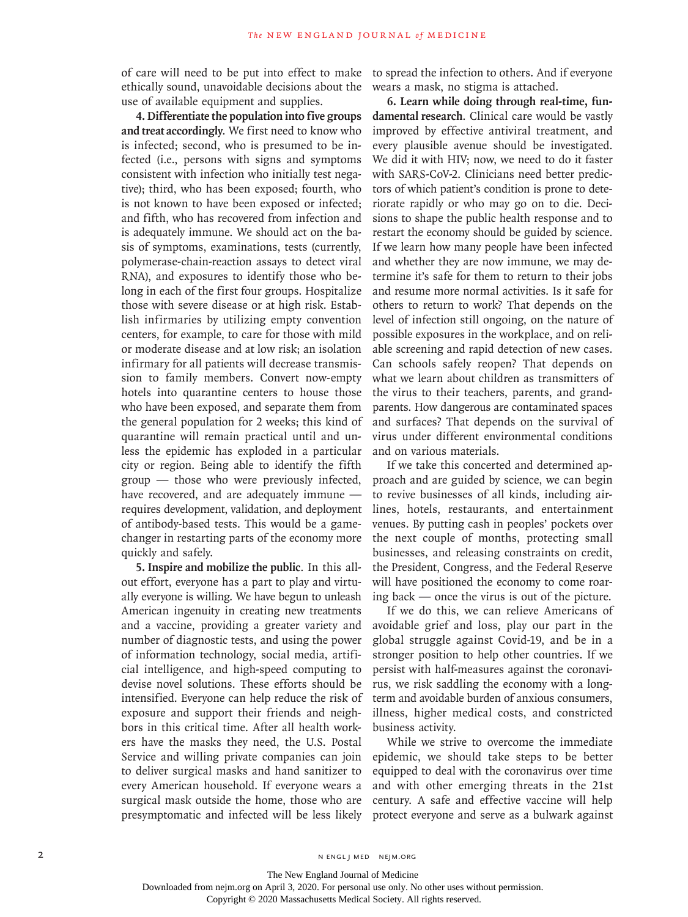of care will need to be put into effect to make ethically sound, unavoidable decisions about the use of available equipment and supplies.

**4. Differentiate the population into five groups and treat accordingly.** We first need to know who is infected; second, who is presumed to be infected (i.e., persons with signs and symptoms consistent with infection who initially test negative); third, who has been exposed; fourth, who is not known to have been exposed or infected; and fifth, who has recovered from infection and is adequately immune. We should act on the basis of symptoms, examinations, tests (currently, polymerase-chain-reaction assays to detect viral RNA), and exposures to identify those who belong in each of the first four groups. Hospitalize those with severe disease or at high risk. Establish infirmaries by utilizing empty convention centers, for example, to care for those with mild or moderate disease and at low risk; an isolation infirmary for all patients will decrease transmission to family members. Convert now-empty hotels into quarantine centers to house those who have been exposed, and separate them from the general population for 2 weeks; this kind of quarantine will remain practical until and unless the epidemic has exploded in a particular city or region. Being able to identify the fifth group — those who were previously infected, have recovered, and are adequately immune — requires development, validation, and deployment of antibody-based tests. This would be a game-changer in restarting parts of the economy more quickly and safely.

**5. Inspire and mobilize the public.** In this all-out effort, everyone has a part to play and virtually everyone is willing. We have begun to unleash American ingenuity in creating new treatments and a vaccine, providing a greater variety and number of diagnostic tests, and using the power of information technology, social media, artificial intelligence, and high-speed computing to devise novel solutions. These efforts should be intensified. Everyone can help reduce the risk of exposure and support their friends and neighbors in this critical time. After all health workers have the masks they need, the U.S. Postal Service and willing private companies can join to deliver surgical masks and hand sanitizer to every American household. If everyone wears a surgical mask outside the home, those who are presymptomatic and infected will be less likely to spread the infection to others. And if everyone wears a mask, no stigma is attached.

**6. Learn while doing through real-time, fundamental research.** Clinical care would be vastly improved by effective antiviral treatment, and every plausible avenue should be investigated. We did it with HIV; now, we need to do it faster with SARS-CoV-2. Clinicians need better predictors of which patient's condition is prone to deteriorate rapidly or who may go on to die. Decisions to shape the public health response and to restart the economy should be guided by science. If we learn how many people have been infected and whether they are now immune, we may determine it's safe for them to return to their jobs and resume more normal activities. Is it safe for others to return to work? That depends on the level of infection still ongoing, on the nature of possible exposures in the workplace, and on reliable screening and rapid detection of new cases. Can schools safely reopen? That depends on what we learn about children as transmitters of the virus to their teachers, parents, and grandparents. How dangerous are contaminated spaces and surfaces? That depends on the survival of virus under different environmental conditions and on various materials.

If we take this concerted and determined approach and are guided by science, we can begin to revive businesses of all kinds, including airlines, hotels, restaurants, and entertainment venues. By putting cash in peoples' pockets over the next couple of months, protecting small businesses, and releasing constraints on credit, the President, Congress, and the Federal Reserve will have positioned the economy to come roaring back — once the virus is out of the picture.

If we do this, we can relieve Americans of avoidable grief and loss, play our part in the global struggle against Covid-19, and be in a stronger position to help other countries. If we persist with half-measures against the coronavirus, we risk saddling the economy with a long-term and avoidable burden of anxious consumers, illness, higher medical costs, and constricted business activity.

While we strive to overcome the immediate epidemic, we should take steps to be better equipped to deal with the coronavirus over time and with other emerging threats in the 21st century. A safe and effective vaccine will help protect everyone and serve as a bulwark against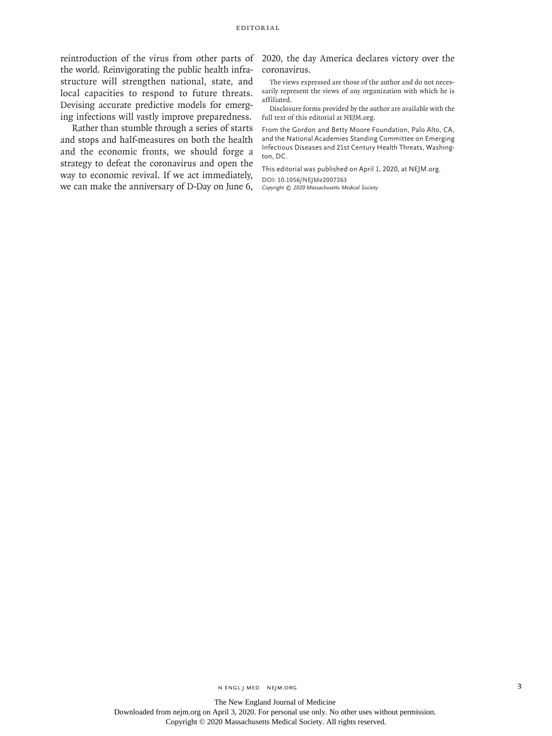reintroduction of the virus from other parts of the world. Reinvigorating the public health infrastructure will strengthen national, state, and local capacities to respond to future threats. Devising accurate predictive models for emerging infections will vastly improve preparedness.

Rather than stumble through a series of starts and stops and half-measures on both the health and the economic fronts, we should forge a strategy to defeat the coronavirus and open the way to economic revival. If we act immediately, we can make the anniversary of D-Day on June 6, 2020, the day America declares victory over the coronavirus.

The views expressed are those of the author and do not necessarily represent the views of any organization with which he is affiliated.

Disclosure forms provided by the author are available with the full text of this editorial at NEJM.org.

From the Gordon and Betty Moore Foundation, Palo Alto, CA, and the National Academies Standing Committee on Emerging Infectious Diseases and 21st Century Health Threats, Washington, DC.

This editorial was published on April 1, 2020, at NEJM.org.

**DOI: 10.1056/NEJMe2007263**

*Copyright © 2020 Massachusetts Medical Society.*